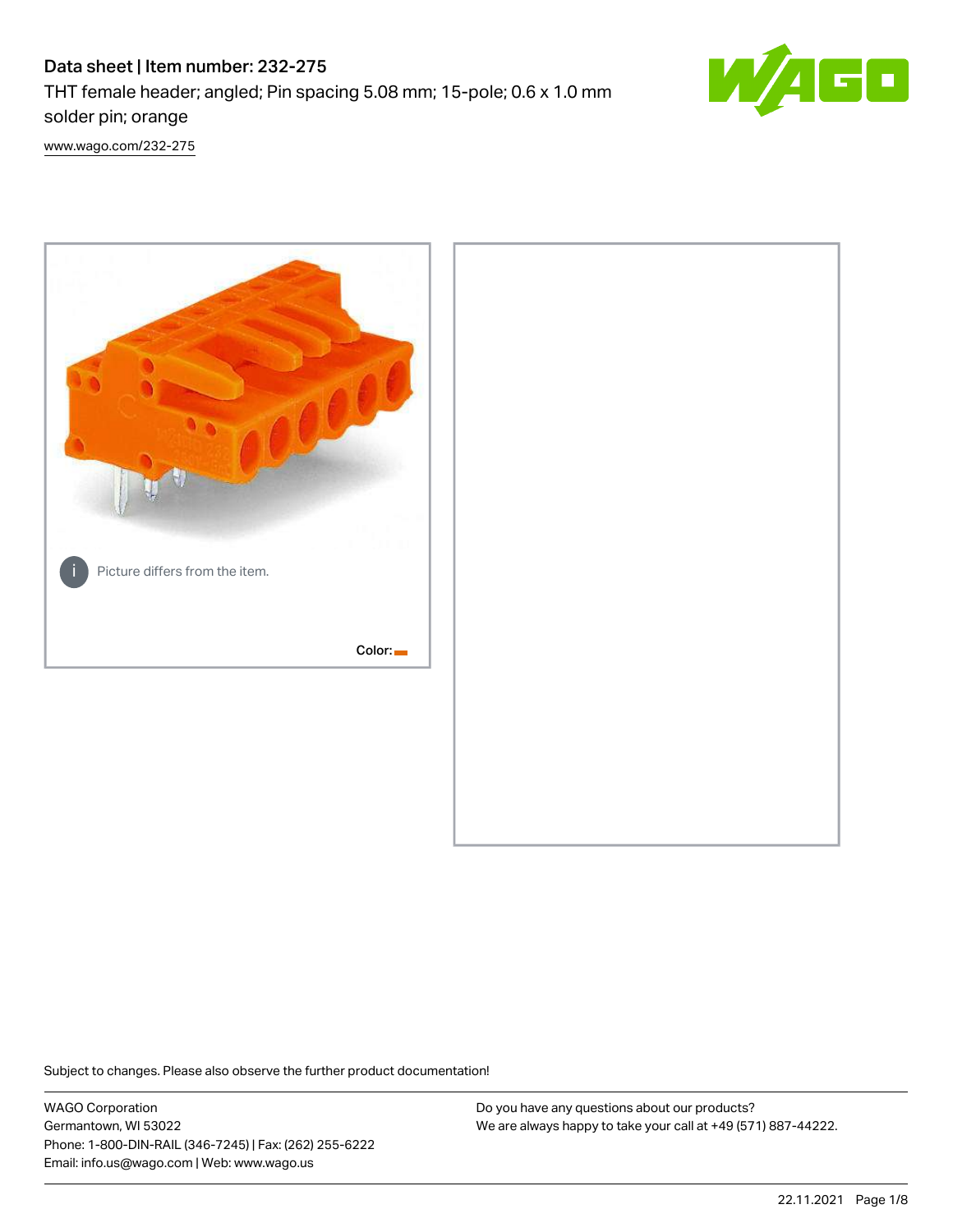# Data sheet | Item number: 232-275

THT female header; angled; Pin spacing 5.08 mm; 15-pole; 0.6 x 1.0 mm solder pin; orange

www.wago.com/232-275

Picture differs from the item.

Color:

Subject to changes. Please also observe the further product documentation!

WAGO Corporation
Germantown, WI 53022
Phone: 1-800-DIN-RAIL (346-7245) | Fax: (262) 255-6222
Email: info.us@wago.com | Web: www.wago.us

Do you have any questions about our products?
We are always happy to take your call at +49 (571) 887-44222.

22.11.2021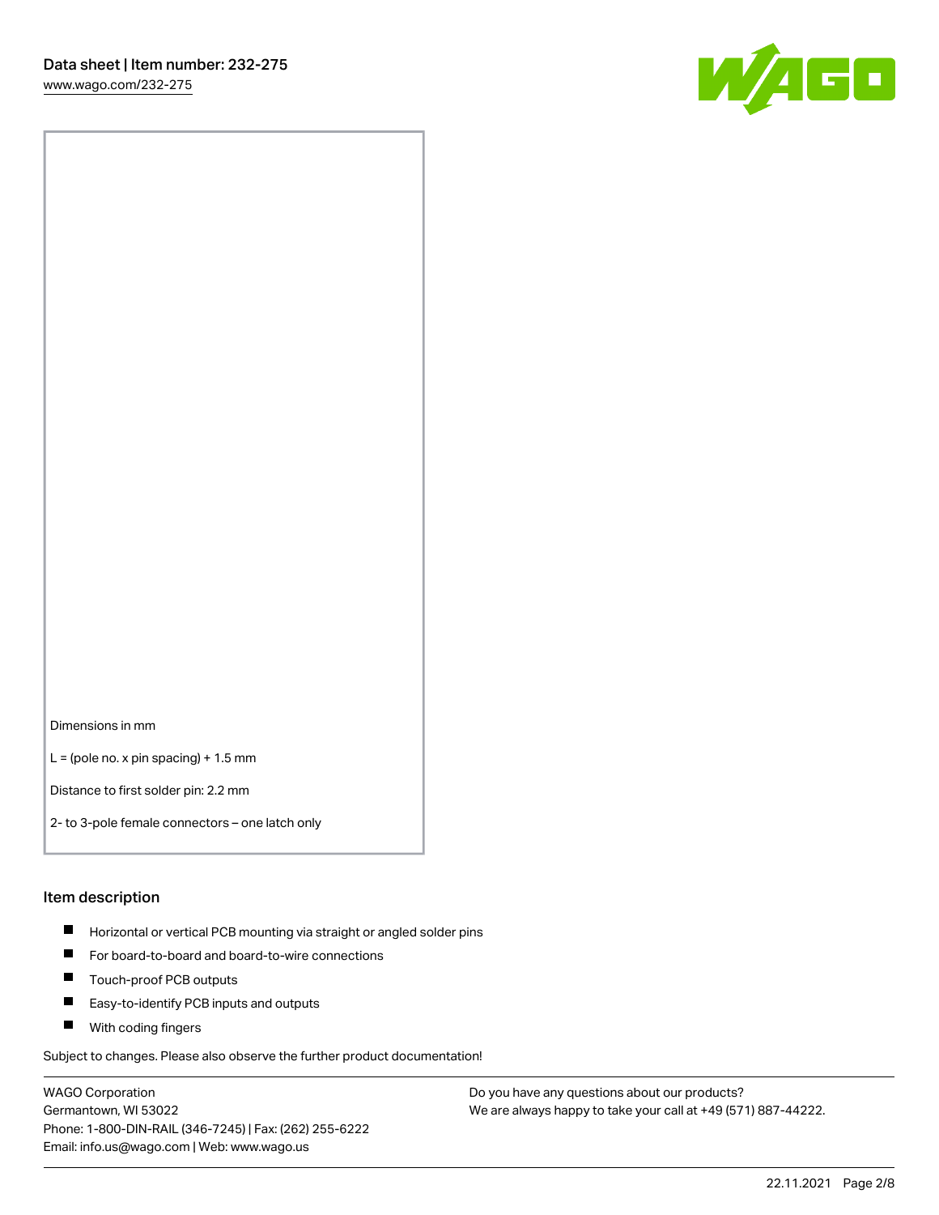Dimensions in mm

L = (pole no. x pin spacing) + 1.5 mm

Distance to first solder pin: 2.2 mm

2- to 3-pole female connectors – one latch only

## Item description

- Horizontal or vertical PCB mounting via straight or angled solder pins
- For board-to-board and board-to-wire connections
- Touch-proof PCB outputs
- Easy-to-identify PCB inputs and outputs
- With coding fingers

Subject to changes. Please also observe the further product documentation!

WAGO Corporation
Germantown, WI 53022
Phone: 1-800-DIN-RAIL (346-7245) | Fax: (262) 255-6222
Email: info.us@wago.com | Web: www.wago.us

Do you have any questions about our products?
We are always happy to take your call at +49 (571) 887-44222.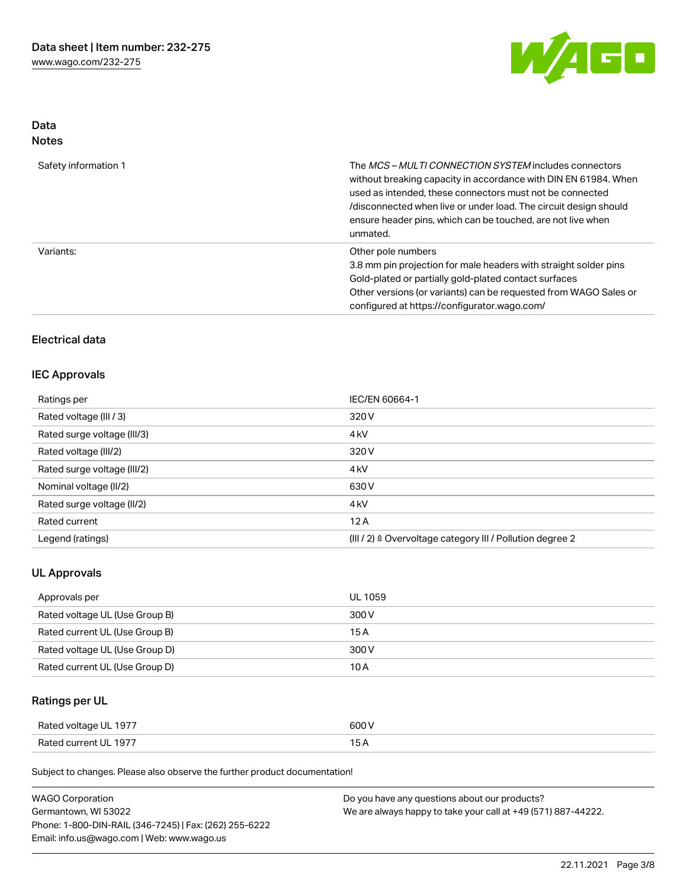## Data
### Notes

| | |
|---|---|
| Safety information 1 | The *MCS – MULTI CONNECTION SYSTEM* includes connectors without breaking capacity in accordance with DIN EN 61984. When used as intended, these connectors must not be connected /disconnected when live or under load. The circuit design should ensure header pins, which can be touched, are not live when unmated. |
| Variants: | Other pole numbers<br>3.8 mm pin projection for male headers with straight solder pins<br>Gold-plated or partially gold-plated contact surfaces<br>Other versions (or variants) can be requested from WAGO Sales or configured at https://configurator.wago.com/ |

## Electrical data

### IEC Approvals

| | |
|---|---|
| Ratings per | IEC/EN 60664-1 |
| Rated voltage (III / 3) | 320 V |
| Rated surge voltage (III/3) | 4 kV |
| Rated voltage (III/2) | 320 V |
| Rated surge voltage (III/2) | 4 kV |
| Nominal voltage (II/2) | 630 V |
| Rated surge voltage (II/2) | 4 kV |
| Rated current | 12 A |
| Legend (ratings) | (III / 2) ≙ Overvoltage category III / Pollution degree 2 |

### UL Approvals

| | |
|---|---|
| Approvals per | UL 1059 |
| Rated voltage UL (Use Group B) | 300 V |
| Rated current UL (Use Group B) | 15 A |
| Rated voltage UL (Use Group D) | 300 V |
| Rated current UL (Use Group D) | 10 A |

### Ratings per UL

| | |
|---|---|
| Rated voltage UL 1977 | 600 V |
| Rated current UL 1977 | 15 A |

Subject to changes. Please also observe the further product documentation!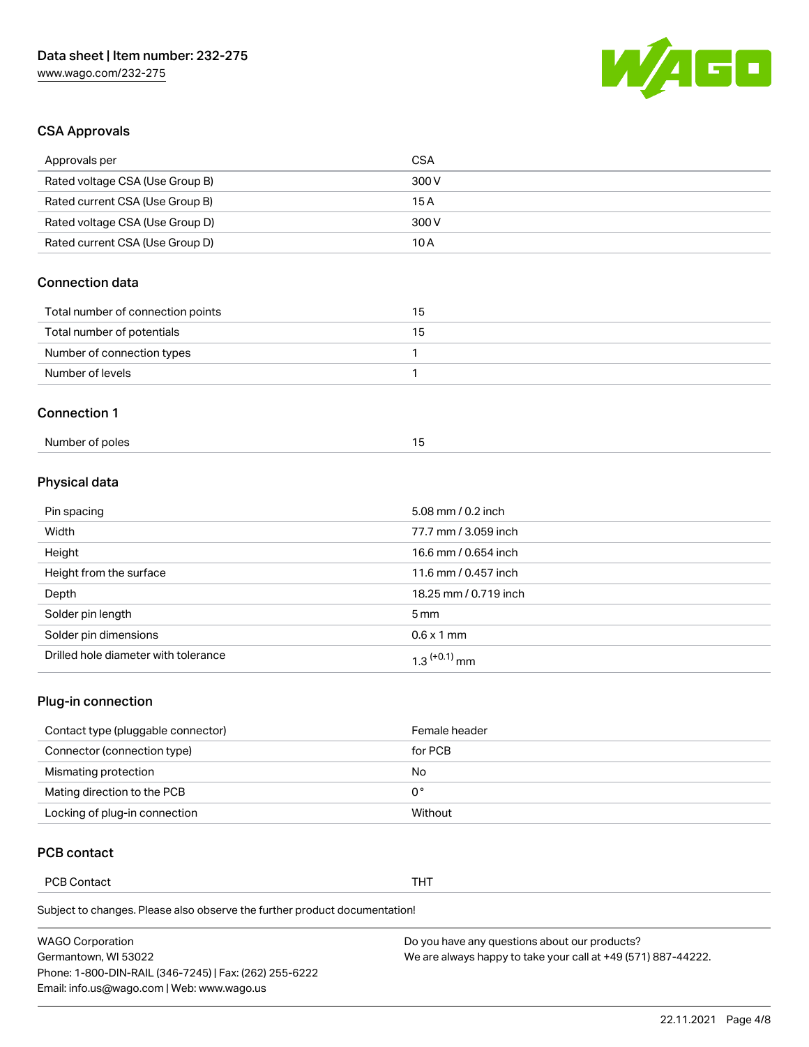## CSA Approvals

| Approvals per | CSA |
|---|---|
| Rated voltage CSA (Use Group B) | 300 V |
| Rated current CSA (Use Group B) | 15 A |
| Rated voltage CSA (Use Group D) | 300 V |
| Rated current CSA (Use Group D) | 10 A |

## Connection data

| Total number of connection points | 15 |
|---|---|
| Total number of potentials | 15 |
| Number of connection types | 1 |
| Number of levels | 1 |

## Connection 1

| Number of poles | 15 |
|---|---|

## Physical data

| Pin spacing | 5.08 mm / 0.2 inch |
|---|---|
| Width | 77.7 mm / 3.059 inch |
| Height | 16.6 mm / 0.654 inch |
| Height from the surface | 11.6 mm / 0.457 inch |
| Depth | 18.25 mm / 0.719 inch |
| Solder pin length | 5 mm |
| Solder pin dimensions | 0.6 x 1 mm |
| Drilled hole diameter with tolerance | $1.3^{(+0.1)}$ mm |

## Plug-in connection

| Contact type (pluggable connector) | Female header |
|---|---|
| Connector (connection type) | for PCB |
| Mismating protection | No |
| Mating direction to the PCB | 0° |
| Locking of plug-in connection | Without |

## PCB contact

| PCB Contact | THT |
|---|---|

Subject to changes. Please also observe the further product documentation!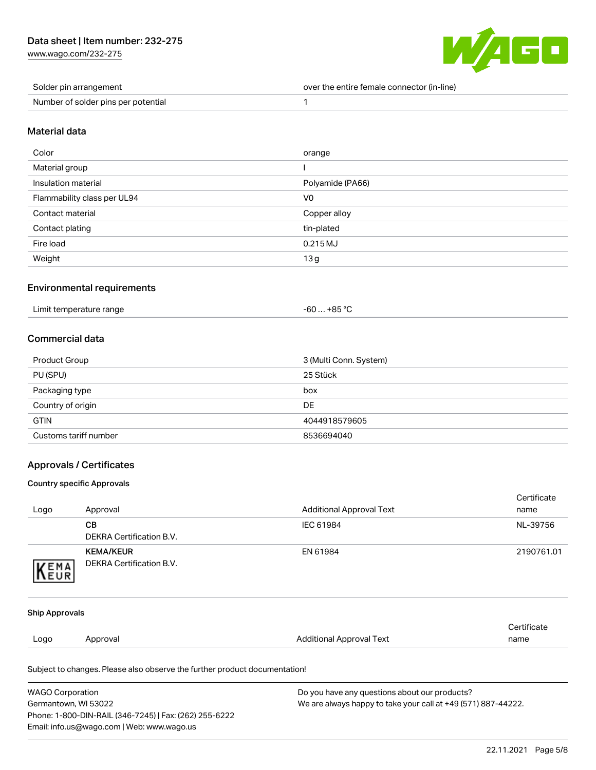| Solder pin arrangement | over the entire female connector (in-line) |
| --- | --- |
| Number of solder pins per potential | 1 |

## Material data

| Color | orange |
| --- | --- |
| Material group | I |
| Insulation material | Polyamide (PA66) |
| Flammability class per UL94 | V0 |
| Contact material | Copper alloy |
| Contact plating | tin-plated |
| Fire load | 0.215 MJ |
| Weight | 13 g |

## Environmental requirements

| Limit temperature range | -60 … +85 °C |
| --- | --- |

## Commercial data

| Product Group | 3 (Multi Conn. System) |
| --- | --- |
| PU (SPU) | 25 Stück |
| Packaging type | box |
| Country of origin | DE |
| GTIN | 4044918579605 |
| Customs tariff number | 8536694040 |

## Approvals / Certificates

### Country specific Approvals

| Logo | Approval | Additional Approval Text | Certificate name |
| --- | --- | --- | --- |
| | **CB** DEKRA Certification B.V. | IEC 61984 | NL-39756 |
| | **KEMA/KEUR** DEKRA Certification B.V. | EN 61984 | 2190761.01 |

### Ship Approvals

| Logo | Approval | Additional Approval Text | Certificate name |
| --- | --- | --- | --- |

Subject to changes. Please also observe the further product documentation!

WAGO Corporation
Germantown, WI 53022
Phone: 1-800-DIN-RAIL (346-7245) | Fax: (262) 255-6222
Email: info.us@wago.com | Web: www.wago.us

Do you have any questions about our products?
We are always happy to take your call at +49 (571) 887-44222.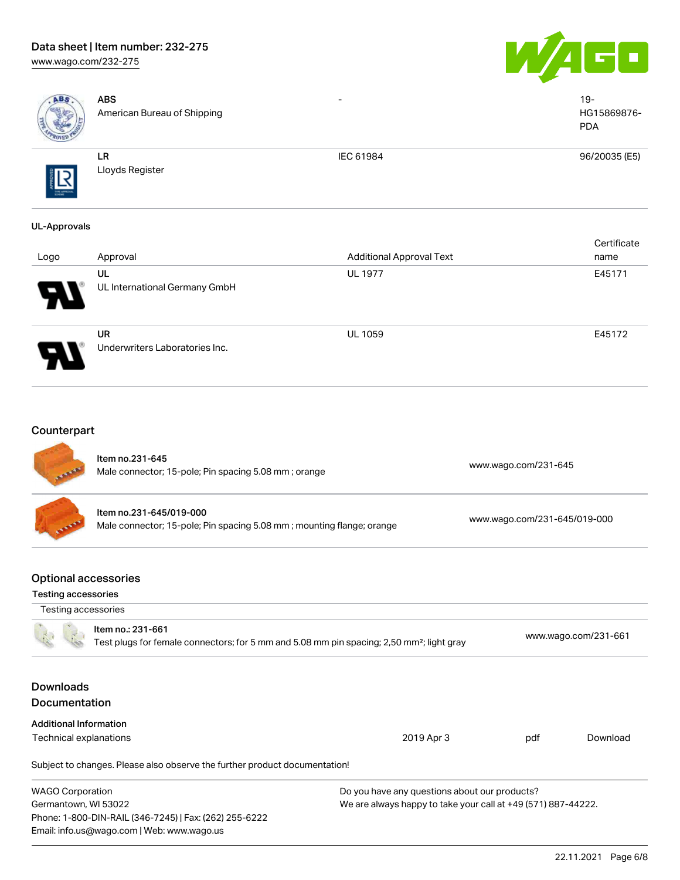| | | | |
|---|---|---|---|
| | **ABS**<br>American Bureau of Shipping | - | 19-HG15869876-PDA |
| | **LR**<br>Lloyds Register | IEC 61984 | 96/20035 (E5) |

### UL-Approvals

| Logo | Approval | Additional Approval Text | Certificate name |
|---|---|---|---|
| | **UL**<br>UL International Germany GmbH | UL 1977 | E45171 |
| | **UR**<br>Underwriters Laboratories Inc. | UL 1059 | E45172 |

## Counterpart

| | | |
|---|---|---|
| | **Item no.231-645**<br>Male connector; 15-pole; Pin spacing 5.08 mm ; orange | www.wago.com/231-645 |
| | **Item no.231-645/019-000**<br>Male connector; 15-pole; Pin spacing 5.08 mm ; mounting flange; orange | www.wago.com/231-645/019-000 |

## Optional accessories

### Testing accessories

| Testing accessories | | |
|---|---|---|
| | **Item no.: 231-661**<br>Test plugs for female connectors; for 5 mm and 5.08 mm pin spacing; 2,50 mm²; light gray | www.wago.com/231-661 |

## Downloads

## Documentation

### Additional Information

| | | | |
|---|---|---|---|
| Technical explanations | 2019 Apr 3 | pdf | Download |

Subject to changes. Please also observe the further product documentation!

WAGO Corporation
Germantown, WI 53022
Phone: 1-800-DIN-RAIL (346-7245) | Fax: (262) 255-6222
Email: info.us@wago.com | Web: www.wago.us

Do you have any questions about our products?
We are always happy to take your call at +49 (571) 887-44222.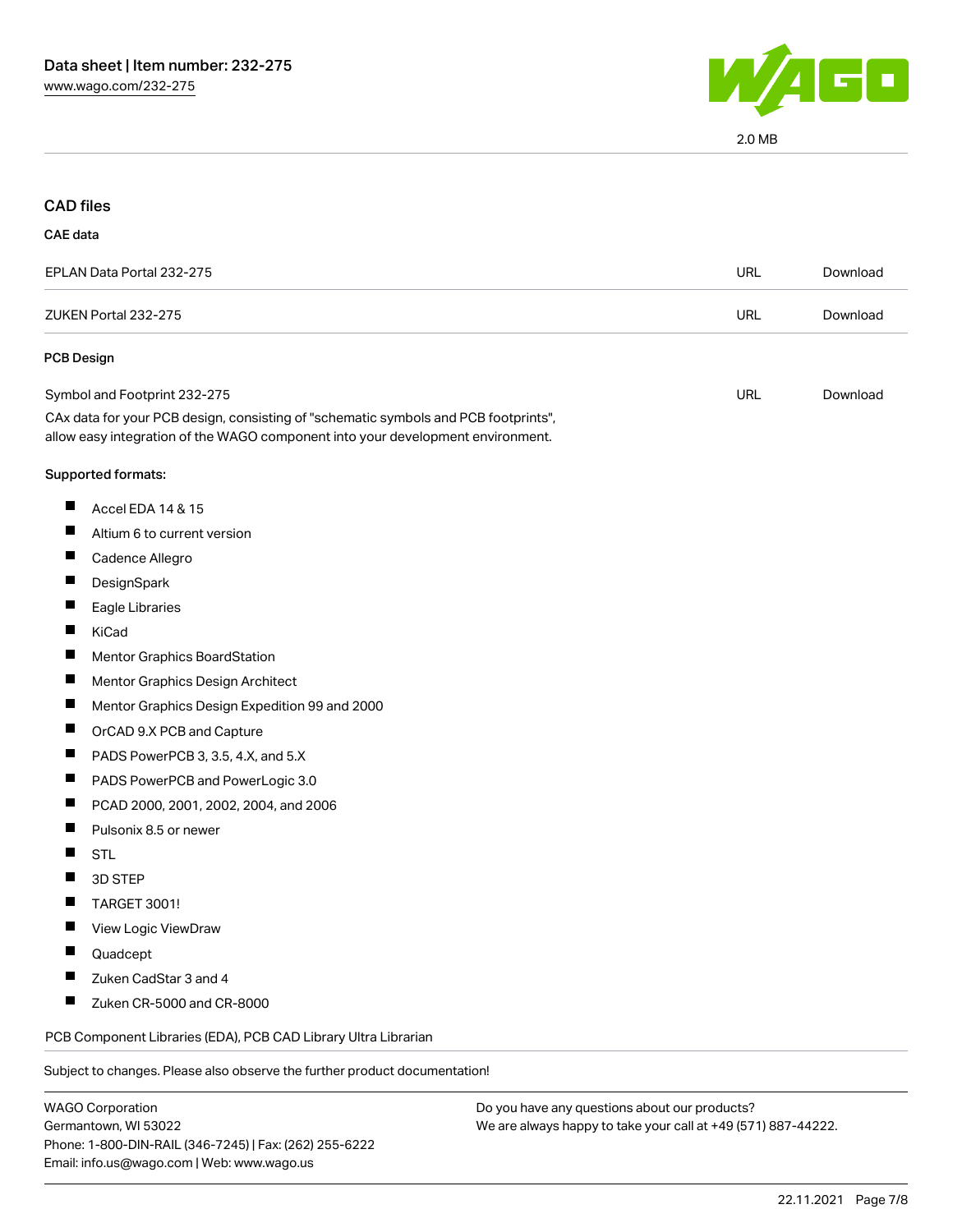2.0 MB

## CAD files

### CAE data

| | | |
|---|---|---|
| EPLAN Data Portal 232-275 | URL | Download |
| ZUKEN Portal 232-275 | URL | Download |

### PCB Design

| | | |
|---|---|---|
| Symbol and Footprint 232-275 | URL | Download |

CAx data for your PCB design, consisting of "schematic symbols and PCB footprints", allow easy integration of the WAGO component into your development environment.

Supported formats:

- Accel EDA 14 & 15
- Altium 6 to current version
- Cadence Allegro
- DesignSpark
- Eagle Libraries
- KiCad
- Mentor Graphics BoardStation
- Mentor Graphics Design Architect
- Mentor Graphics Design Expedition 99 and 2000
- OrCAD 9.X PCB and Capture
- PADS PowerPCB 3, 3.5, 4.X, and 5.X
- PADS PowerPCB and PowerLogic 3.0
- PCAD 2000, 2001, 2002, 2004, and 2006
- Pulsonix 8.5 or newer
- STL
- 3D STEP
- TARGET 3001!
- View Logic ViewDraw
- Quadcept
- Zuken CadStar 3 and 4
- Zuken CR-5000 and CR-8000

PCB Component Libraries (EDA), PCB CAD Library Ultra Librarian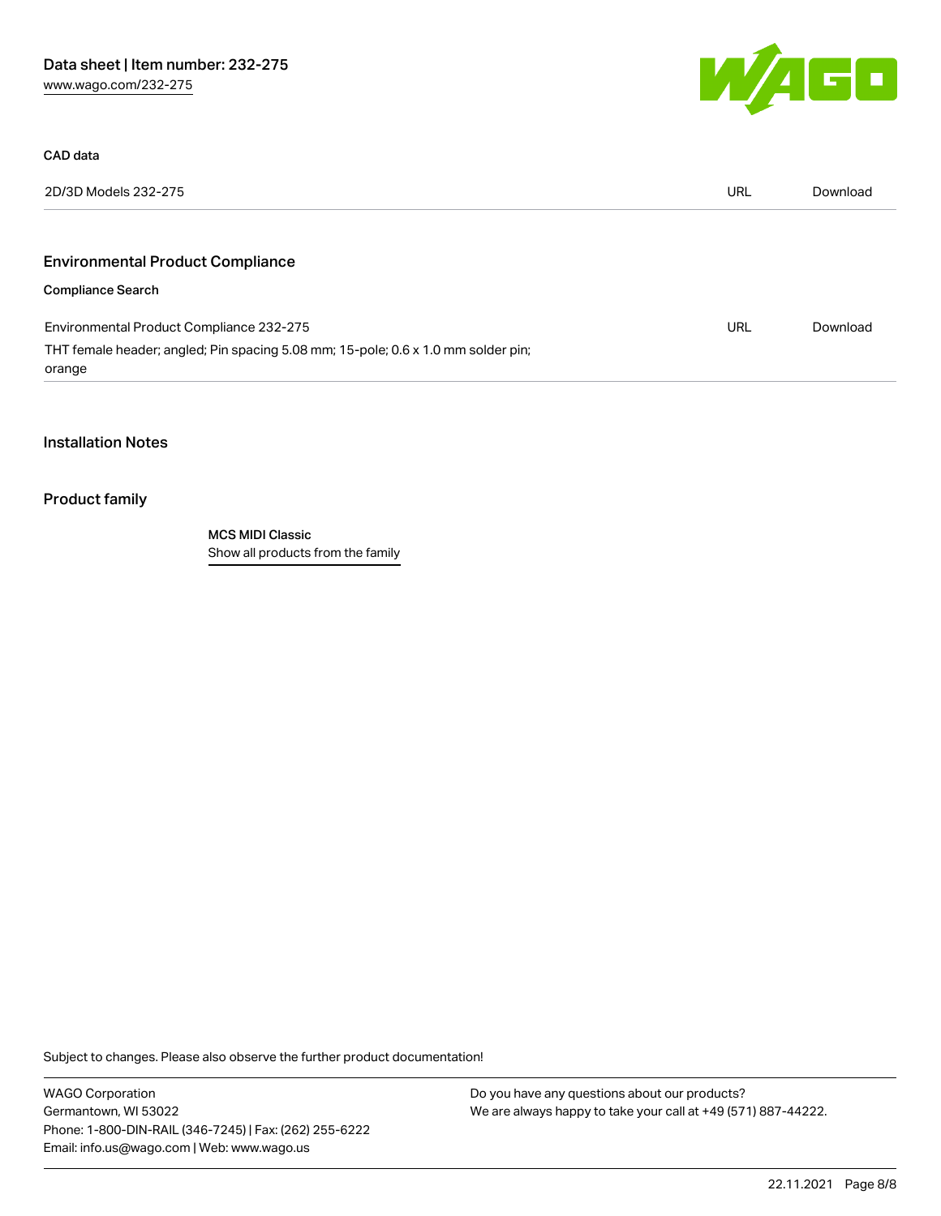### CAD data

| | | |
|---|---|---|
| 2D/3D Models 232-275 | URL | Download |

## Environmental Product Compliance

### Compliance Search

| | | |
|---|---|---|
| Environmental Product Compliance 232-275<br>THT female header; angled; Pin spacing 5.08 mm; 15-pole; 0.6 x 1.0 mm solder pin; orange | URL | Download |

## Installation Notes

## Product family

**MCS MIDI Classic**
Show all products from the family

Subject to changes. Please also observe the further product documentation!

WAGO Corporation
Germantown, WI 53022
Phone: 1-800-DIN-RAIL (346-7245) | Fax: (262) 255-6222
Email: info.us@wago.com | Web: www.wago.us

Do you have any questions about our products?
We are always happy to take your call at +49 (571) 887-44222.

22.11.2021